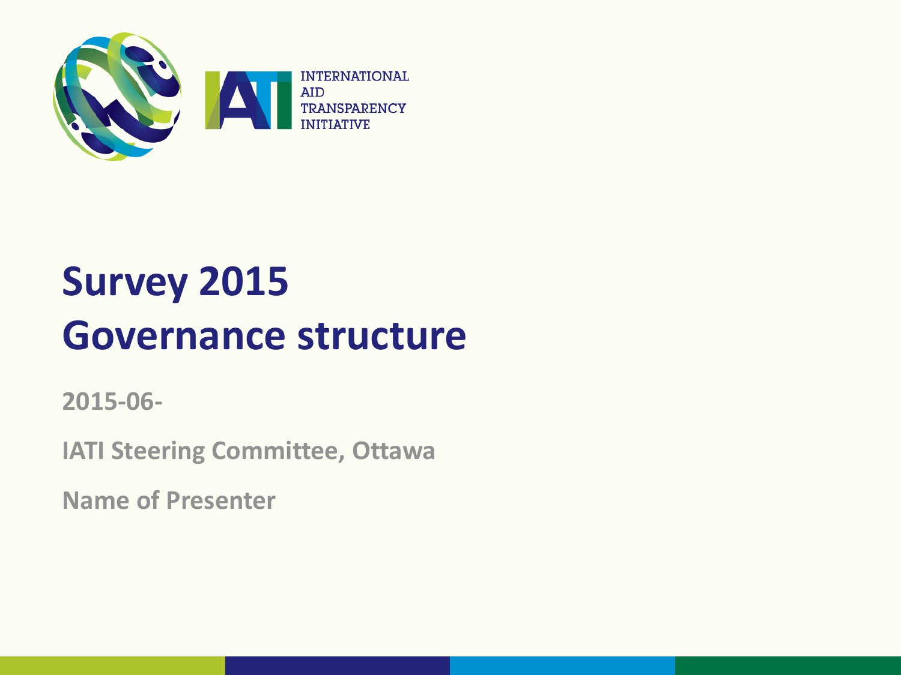INTERNATIONAL AID TRANSPARENCY INITIATIVE

# Survey 2015
# Governance structure

**2015-06-**

**IATI Steering Committee, Ottawa**

**Name of Presenter**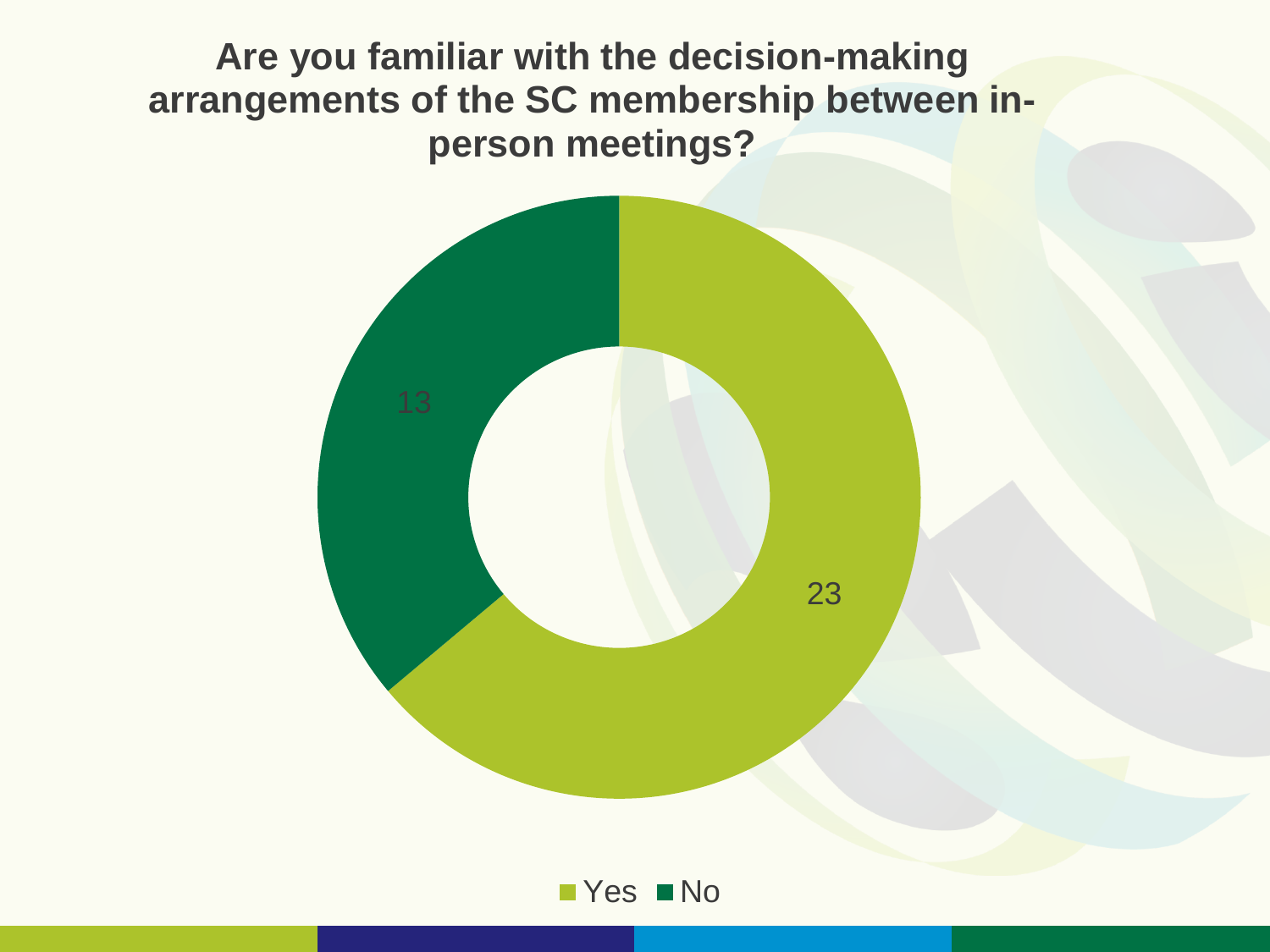## Are you familiar with the decision-making arrangements of the SC membership between in-person meetings?

13

23

Yes No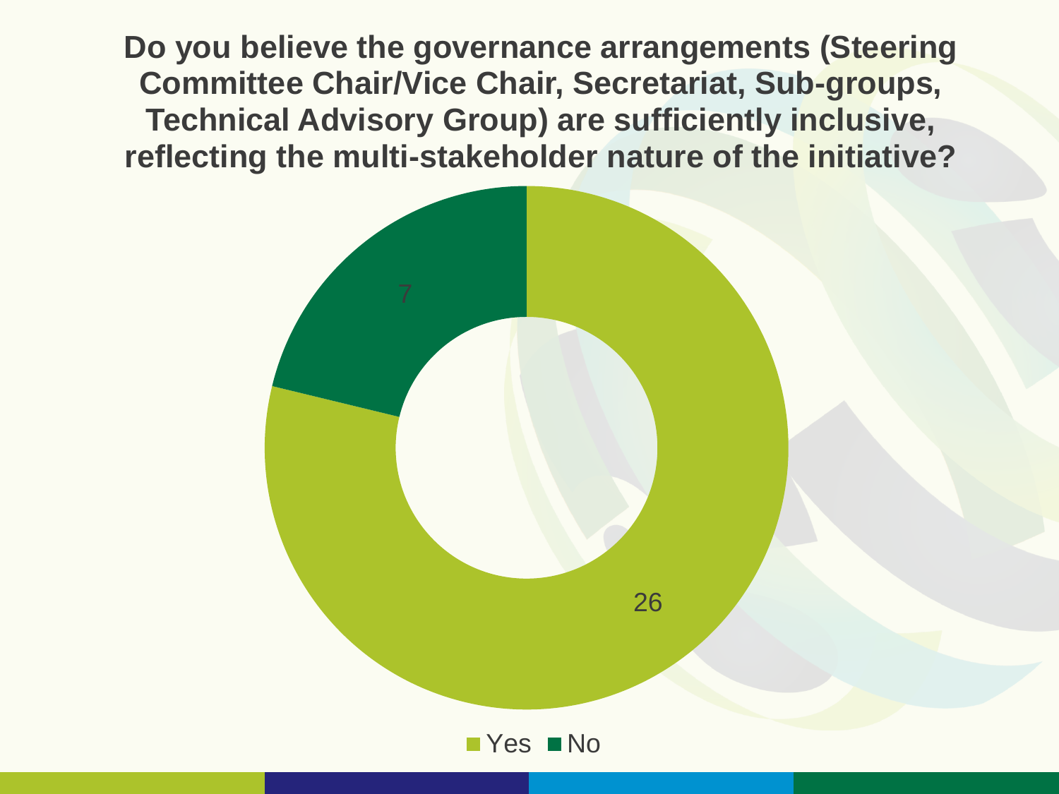# Do you believe the governance arrangements (Steering Committee Chair/Vice Chair, Secretariat, Sub-groups, Technical Advisory Group) are sufficiently inclusive, reflecting the multi-stakeholder nature of the initiative?

| Response | Count |
| --- | --- |
| Yes | 26 |
| No | 7 |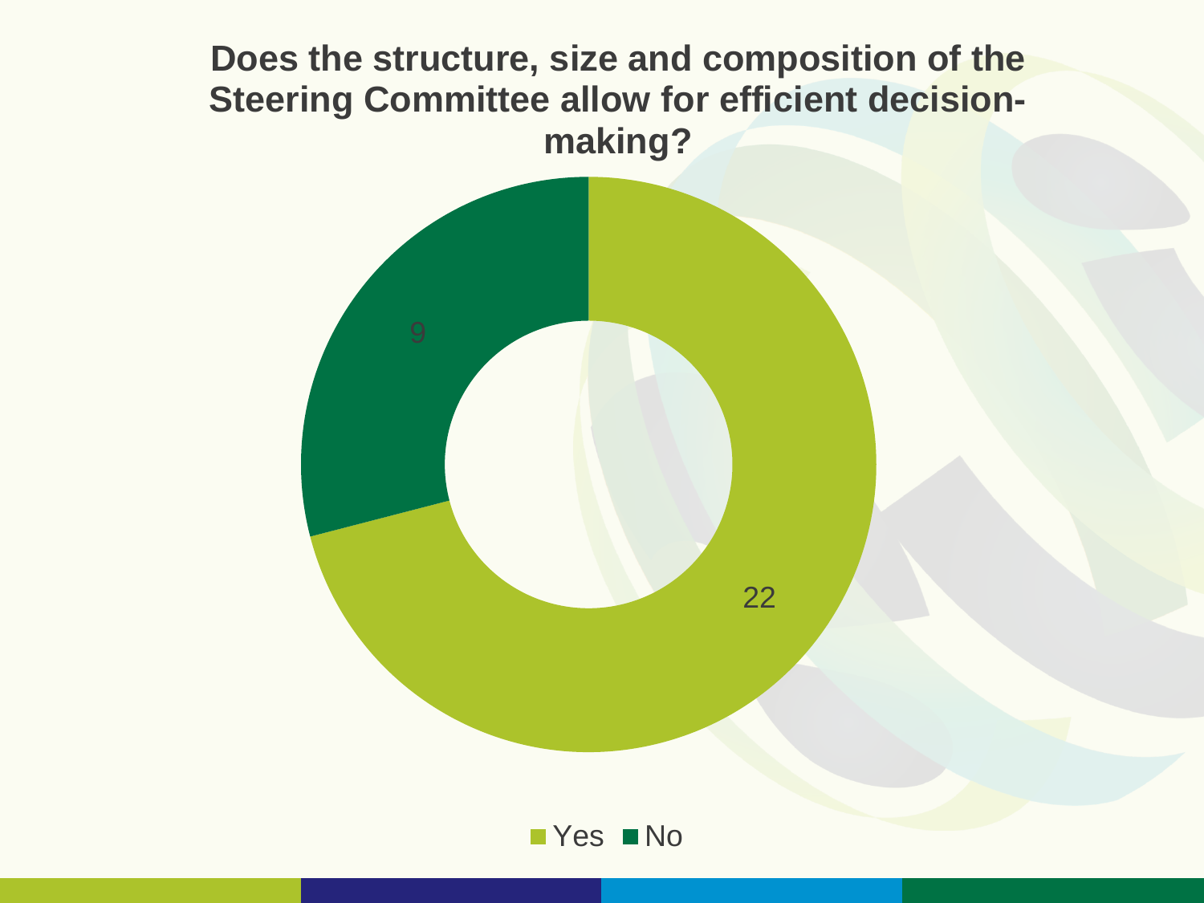# Does the structure, size and composition of the Steering Committee allow for efficient decision-making?

9

22

Yes No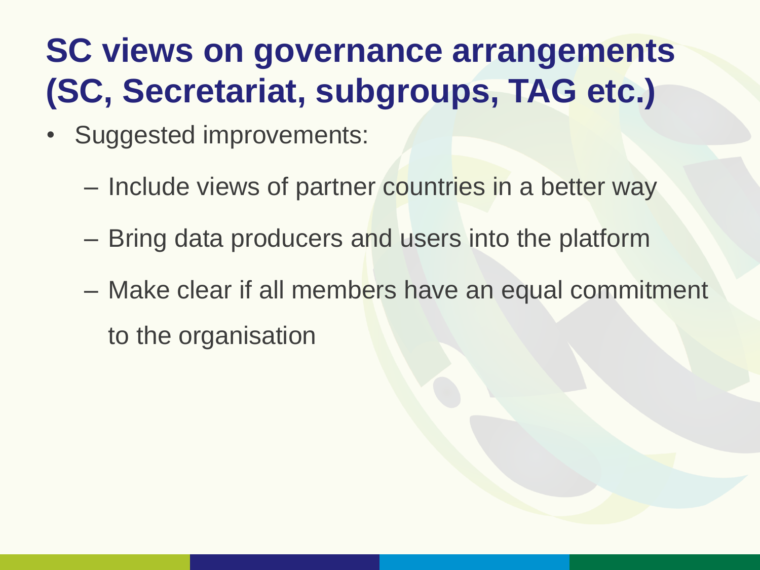# SC views on governance arrangements (SC, Secretariat, subgroups, TAG etc.)

- Suggested improvements:
  - Include views of partner countries in a better way
  - Bring data producers and users into the platform
  - Make clear if all members have an equal commitment to the organisation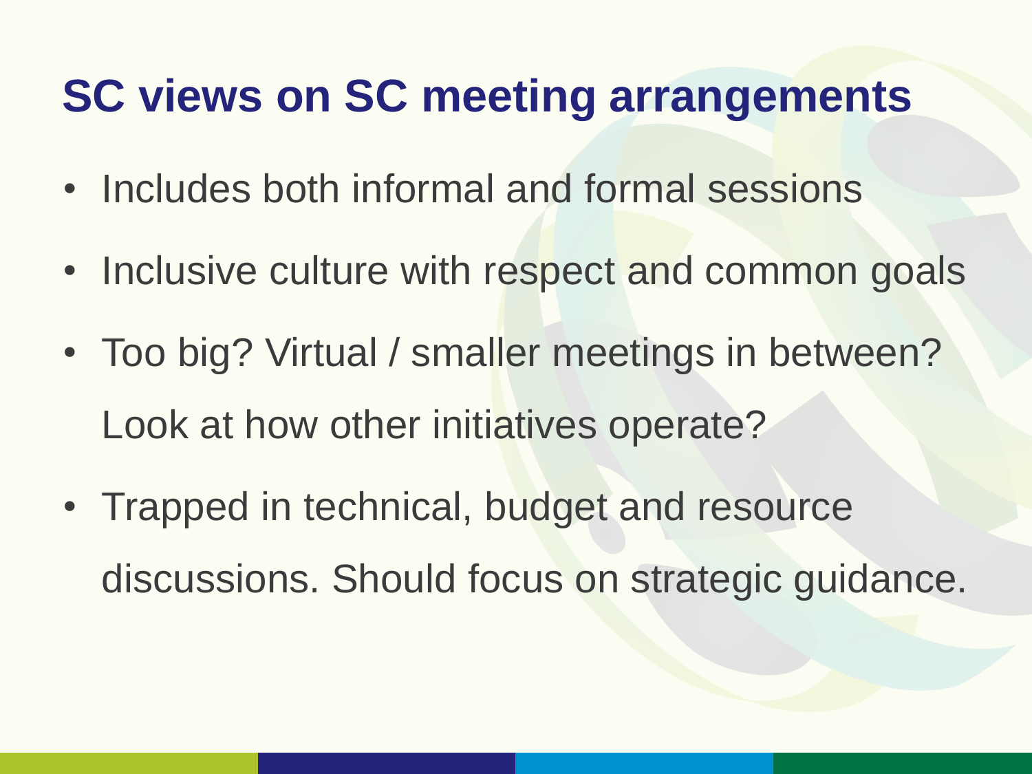# SC views on SC meeting arrangements

- Includes both informal and formal sessions
- Inclusive culture with respect and common goals
- Too big? Virtual / smaller meetings in between? Look at how other initiatives operate?
- Trapped in technical, budget and resource discussions. Should focus on strategic guidance.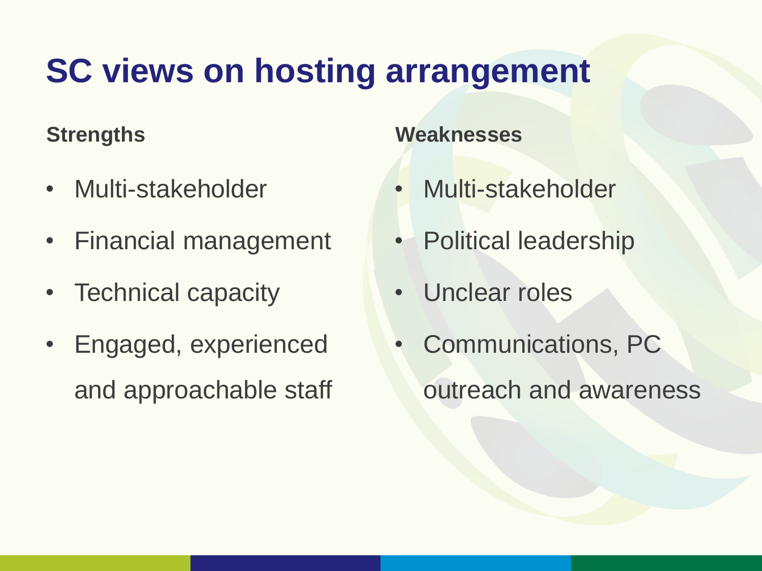# SC views on hosting arrangement

**Strengths**

- Multi-stakeholder
- Financial management
- Technical capacity
- Engaged, experienced and approachable staff

**Weaknesses**

- Multi-stakeholder
- Political leadership
- Unclear roles
- Communications, PC outreach and awareness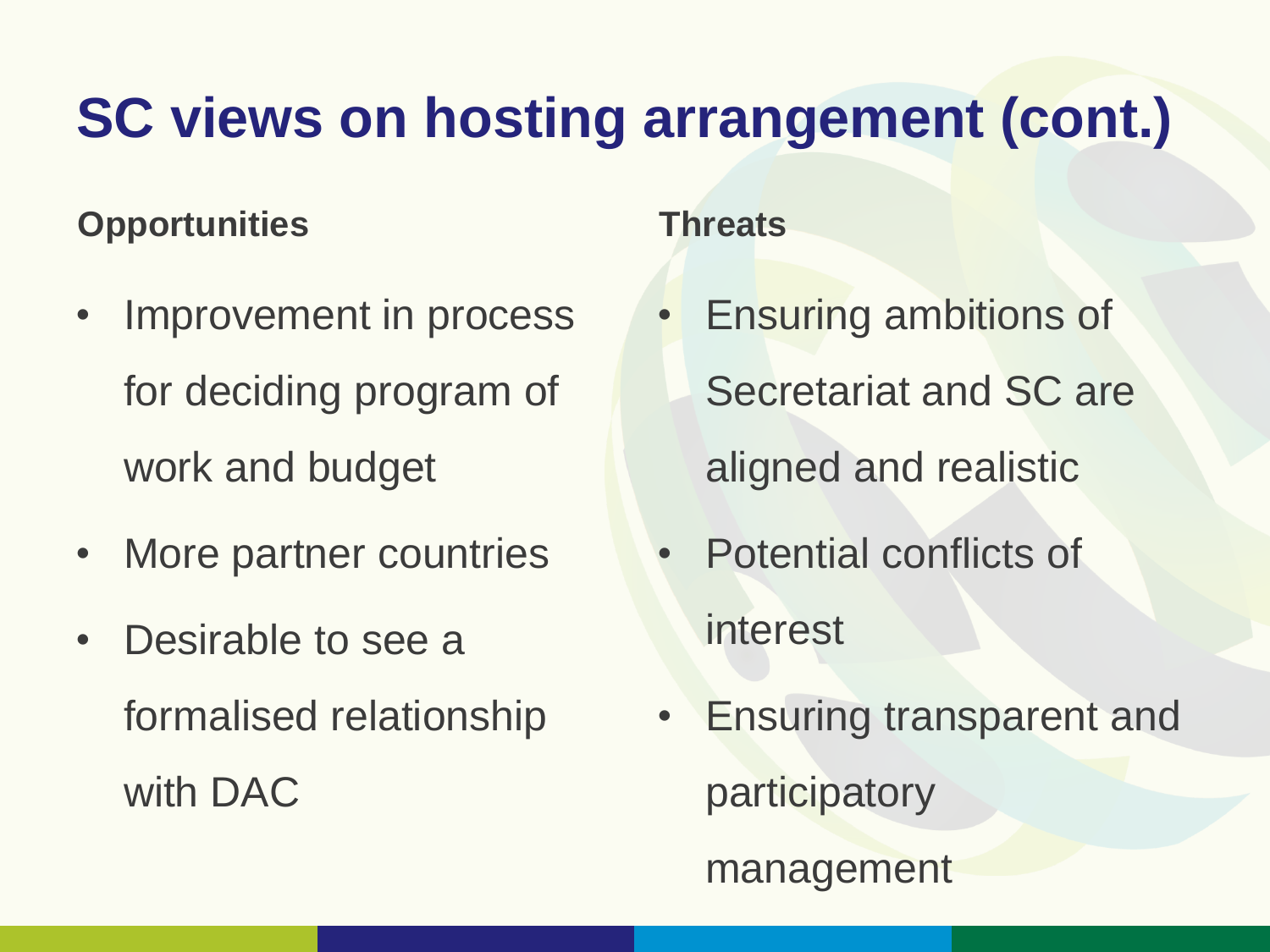# SC views on hosting arrangement (cont.)

**Opportunities**

- Improvement in process for deciding program of work and budget
- More partner countries
- Desirable to see a formalised relationship with DAC

**Threats**

- Ensuring ambitions of Secretariat and SC are aligned and realistic
- Potential conflicts of interest
- Ensuring transparent and participatory management